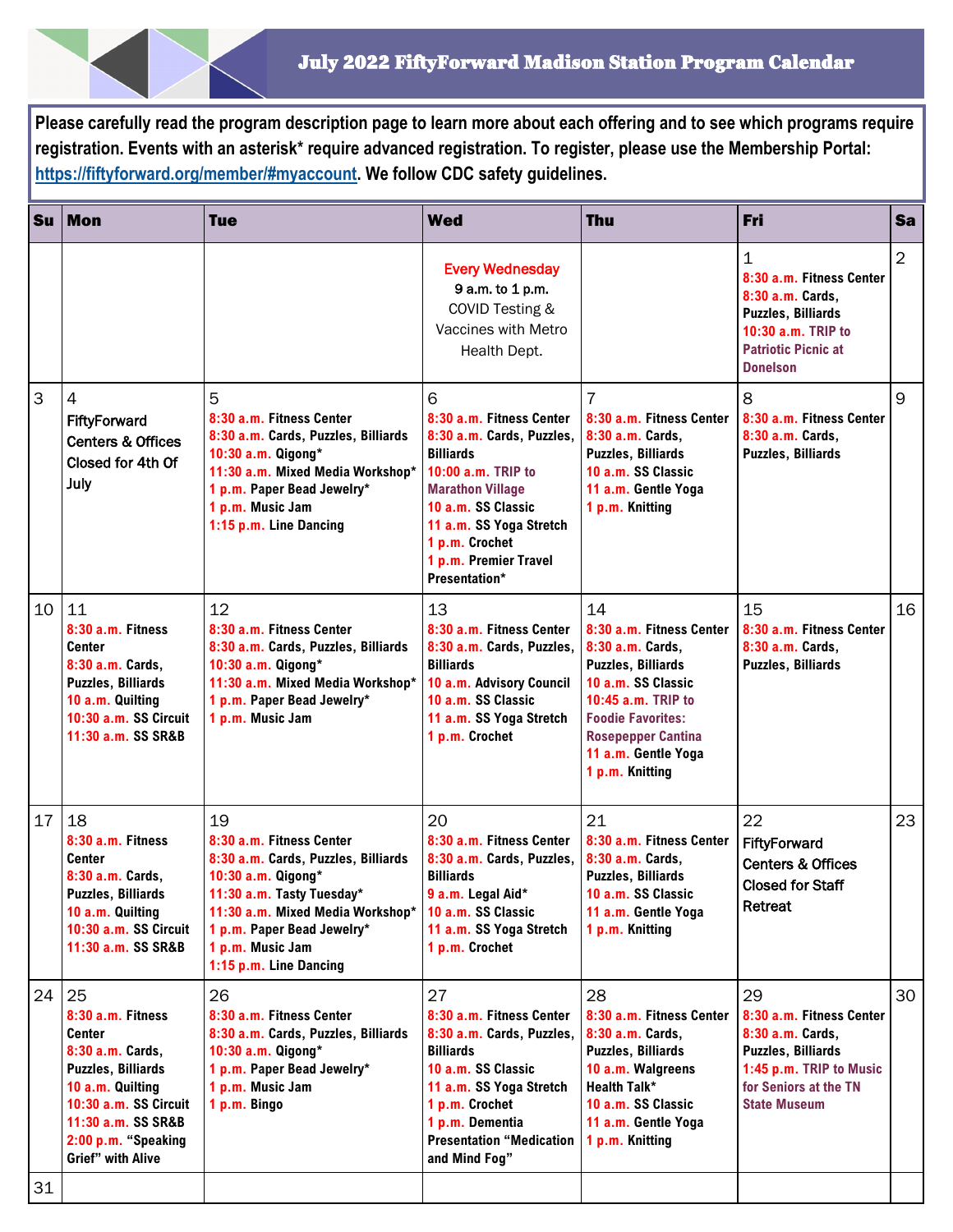# July 2022 FiftyForward Madison Station Program Calendar

**Please carefully read the program description page to learn more about each offering and to see which programs require registration. Events with an asterisk* require advanced registration. To register, please use the Membership Portal: https://fiftyforward.org/member/#myaccount. We follow CDC safety guidelines.**

| Su | Mon | Tue | Wed | Thu | Fri | Sa |
|---|---|---|---|---|---|---|
| | | | Every Wednesday<br>9 a.m. to 1 p.m.<br>COVID Testing & Vaccines with Metro Health Dept. | | 1<br>8:30 a.m. Fitness Center<br>8:30 a.m. Cards, Puzzles, Billiards<br>10:30 a.m. TRIP to Patriotic Picnic at Donelson | 2 |
| 3 | 4<br>FiftyForward Centers & Offices Closed for 4th Of July | 5<br>8:30 a.m. Fitness Center<br>8:30 a.m. Cards, Puzzles, Billiards<br>10:30 a.m. Qigong*<br>11:30 a.m. Mixed Media Workshop*<br>1 p.m. Paper Bead Jewelry*<br>1 p.m. Music Jam<br>1:15 p.m. Line Dancing | 6<br>8:30 a.m. Fitness Center<br>8:30 a.m. Cards, Puzzles, Billiards<br>10:00 a.m. TRIP to Marathon Village<br>10 a.m. SS Classic<br>11 a.m. SS Yoga Stretch<br>1 p.m. Crochet<br>1 p.m. Premier Travel Presentation* | 7<br>8:30 a.m. Fitness Center<br>8:30 a.m. Cards, Puzzles, Billiards<br>10 a.m. SS Classic<br>11 a.m. Gentle Yoga<br>1 p.m. Knitting | 8<br>8:30 a.m. Fitness Center<br>8:30 a.m. Cards, Puzzles, Billiards | 9 |
| 10 | 11<br>8:30 a.m. Fitness Center<br>8:30 a.m. Cards, Puzzles, Billiards<br>10 a.m. Quilting<br>10:30 a.m. SS Circuit<br>11:30 a.m. SS SR&B | 12<br>8:30 a.m. Fitness Center<br>8:30 a.m. Cards, Puzzles, Billiards<br>10:30 a.m. Qigong*<br>11:30 a.m. Mixed Media Workshop*<br>1 p.m. Paper Bead Jewelry*<br>1 p.m. Music Jam | 13<br>8:30 a.m. Fitness Center<br>8:30 a.m. Cards, Puzzles, Billiards<br>10 a.m. Advisory Council<br>10 a.m. SS Classic<br>11 a.m. SS Yoga Stretch<br>1 p.m. Crochet | 14<br>8:30 a.m. Fitness Center<br>8:30 a.m. Cards, Puzzles, Billiards<br>10 a.m. SS Classic<br>10:45 a.m. TRIP to Foodie Favorites: Rosepepper Cantina<br>11 a.m. Gentle Yoga<br>1 p.m. Knitting | 15<br>8:30 a.m. Fitness Center<br>8:30 a.m. Cards, Puzzles, Billiards | 16 |
| 17 | 18<br>8:30 a.m. Fitness Center<br>8:30 a.m. Cards, Puzzles, Billiards<br>10 a.m. Quilting<br>10:30 a.m. SS Circuit<br>11:30 a.m. SS SR&B | 19<br>8:30 a.m. Fitness Center<br>8:30 a.m. Cards, Puzzles, Billiards<br>10:30 a.m. Qigong*<br>11:30 a.m. Tasty Tuesday*<br>11:30 a.m. Mixed Media Workshop*<br>1 p.m. Paper Bead Jewelry*<br>1 p.m. Music Jam<br>1:15 p.m. Line Dancing | 20<br>8:30 a.m. Fitness Center<br>8:30 a.m. Cards, Puzzles, Billiards<br>9 a.m. Legal Aid*<br>10 a.m. SS Classic<br>11 a.m. SS Yoga Stretch<br>1 p.m. Crochet | 21<br>8:30 a.m. Fitness Center<br>8:30 a.m. Cards, Puzzles, Billiards<br>10 a.m. SS Classic<br>11 a.m. Gentle Yoga<br>1 p.m. Knitting | 22<br>FiftyForward Centers & Offices Closed for Staff Retreat | 23 |
| 24 | 25<br>8:30 a.m. Fitness Center<br>8:30 a.m. Cards, Puzzles, Billiards<br>10 a.m. Quilting<br>10:30 a.m. SS Circuit<br>11:30 a.m. SS SR&B<br>2:00 p.m. "Speaking Grief" with Alive | 26<br>8:30 a.m. Fitness Center<br>8:30 a.m. Cards, Puzzles, Billiards<br>10:30 a.m. Qigong*<br>1 p.m. Paper Bead Jewelry*<br>1 p.m. Music Jam<br>1 p.m. Bingo | 27<br>8:30 a.m. Fitness Center<br>8:30 a.m. Cards, Puzzles, Billiards<br>10 a.m. SS Classic<br>11 a.m. SS Yoga Stretch<br>1 p.m. Crochet<br>1 p.m. Dementia Presentation "Medication and Mind Fog" | 28<br>8:30 a.m. Fitness Center<br>8:30 a.m. Cards, Puzzles, Billiards<br>10 a.m. Walgreens Health Talk*<br>10 a.m. SS Classic<br>11 a.m. Gentle Yoga<br>1 p.m. Knitting | 29<br>8:30 a.m. Fitness Center<br>8:30 a.m. Cards, Puzzles, Billiards<br>1:45 p.m. TRIP to Music for Seniors at the TN State Museum | 30 |
| 31 | | | | | | |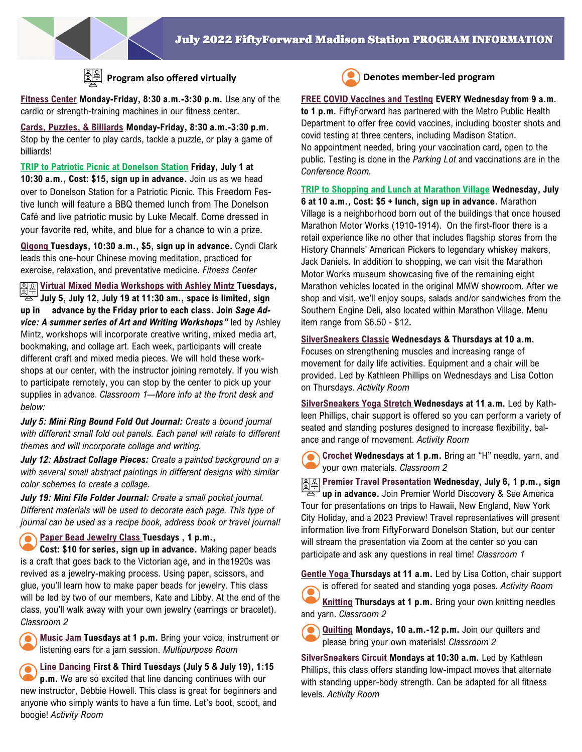# July 2022 FiftyForward Madison Station PROGRAM INFORMATION

**Program also offered virtually**

**Denotes member-led program**

**Fitness Center** **Monday-Friday, 8:30 a.m.-3:30 p.m.** Use any of the cardio or strength-training machines in our fitness center.

**Cards, Puzzles, & Billiards** **Monday-Friday, 8:30 a.m.-3:30 p.m.** Stop by the center to play cards, tackle a puzzle, or play a game of billiards!

**TRIP to Patriotic Picnic at Donelson Station** **Friday, July 1 at 10:30 a.m., Cost: $15, sign up in advance.** Join us as we head over to Donelson Station for a Patriotic Picnic. This Freedom Festive lunch will feature a BBQ themed lunch from The Donelson Café and live patriotic music by Luke Mecalf. Come dressed in your favorite red, white, and blue for a chance to win a prize.

**Qigong** **Tuesdays, 10:30 a.m., $5, sign up in advance.** Cyndi Clark leads this one-hour Chinese moving meditation, practiced for exercise, relaxation, and preventative medicine. *Fitness Center*

**Virtual Mixed Media Workshops with Ashley Mintz** **Tuesdays, July 5, July 12, July 19 at 11:30 am., space is limited, sign up in advance by the Friday prior to each class. Join *Sage Advice: A summer series of Art and Writing Workshops"*** led by Ashley Mintz, workshops will incorporate creative writing, mixed media art, bookmaking, and collage art. Each week, participants will create different craft and mixed media pieces. We will hold these workshops at our center, with the instructor joining remotely. If you wish to participate remotely, you can stop by the center to pick up your supplies in advance. *Classroom 1—More info at the front desk and below:*

***July 5: Mini Ring Bound Fold Out Journal:*** *Create a bound journal with different small fold out panels. Each panel will relate to different themes and will incorporate collage and writing.*

***July 12: Abstract Collage Pieces:*** *Create a painted background on a with several small abstract paintings in different designs with similar color schemes to create a collage.*

***July 19: Mini File Folder Journal:*** *Create a small pocket journal. Different materials will be used to decorate each page. This type of journal can be used as a recipe book, address book or travel journal!*

**Paper Bead Jewelry Class** **Tuesdays , 1 p.m., Cost: $10 for series, sign up in advance.** Making paper beads is a craft that goes back to the Victorian age, and in the1920s was revived as a jewelry-making process. Using paper, scissors, and glue, you'll learn how to make paper beads for jewelry. This class will be led by two of our members, Kate and Libby. At the end of the class, you'll walk away with your own jewelry (earrings or bracelet). *Classroom 2*

**Music Jam** **Tuesdays at 1 p.m.** Bring your voice, instrument or listening ears for a jam session. *Multipurpose Room*

**Line Dancing** **First & Third Tuesdays (July 5 & July 19), 1:15 p.m.** We are so excited that line dancing continues with our new instructor, Debbie Howell. This class is great for beginners and anyone who simply wants to have a fun time. Let's boot, scoot, and boogie! *Activity Room*

**FREE COVID Vaccines and Testing** **EVERY Wednesday from 9 a.m. to 1 p.m.** FiftyForward has partnered with the Metro Public Health Department to offer free covid vaccines, including booster shots and covid testing at three centers, including Madison Station. No appointment needed, bring your vaccination card, open to the public. Testing is done in the *Parking Lot* and vaccinations are in the *Conference Room.*

**TRIP to Shopping and Lunch at Marathon Village** **Wednesday, July 6 at 10 a.m., Cost: $5 + lunch, sign up in advance.** Marathon Village is a neighborhood born out of the buildings that once housed Marathon Motor Works (1910-1914). On the first-floor there is a retail experience like no other that includes flagship stores from the History Channels' American Pickers to legendary whiskey makers, Jack Daniels. In addition to shopping, we can visit the Marathon Motor Works museum showcasing five of the remaining eight Marathon vehicles located in the original MMW showroom. After we shop and visit, we'll enjoy soups, salads and/or sandwiches from the Southern Engine Deli, also located within Marathon Village. Menu item range from $6.50 - $12**.**

**SilverSneakers Classic** **Wednesdays & Thursdays at 10 a.m.** Focuses on strengthening muscles and increasing range of movement for daily life activities. Equipment and a chair will be provided. Led by Kathleen Phillips on Wednesdays and Lisa Cotton on Thursdays. *Activity Room*

**SilverSneakers Yoga Stretch** **Wednesdays at 11 a.m.** Led by Kathleen Phillips, chair support is offered so you can perform a variety of seated and standing postures designed to increase flexibility, balance and range of movement. *Activity Room*

**Crochet** **Wednesdays at 1 p.m.** Bring an "H" needle, yarn, and your own materials. *Classroom 2*

**Premier Travel Presentation** **Wednesday, July 6, 1 p.m., sign up in advance.** Join Premier World Discovery & See America Tour for presentations on trips to Hawaii, New England, New York City Holiday, and a 2023 Preview! Travel representatives will present information live from FiftyForward Donelson Station, but our center will stream the presentation via Zoom at the center so you can participate and ask any questions in real time! *Classroom 1*

**Gentle Yoga** **Thursdays at 11 a.m.** Led by Lisa Cotton, chair support is offered for seated and standing yoga poses. *Activity Room*

**Knitting** **Thursdays at 1 p.m.** Bring your own knitting needles and yarn. *Classroom 2*

**Quilting** **Mondays, 10 a.m.-12 p.m.** Join our quilters and please bring your own materials! *Classroom 2*

**SilverSneakers Circuit** **Mondays at 10:30 a.m.** Led by Kathleen Phillips, this class offers standing low-impact moves that alternate with standing upper-body strength. Can be adapted for all fitness levels. *Activity Room*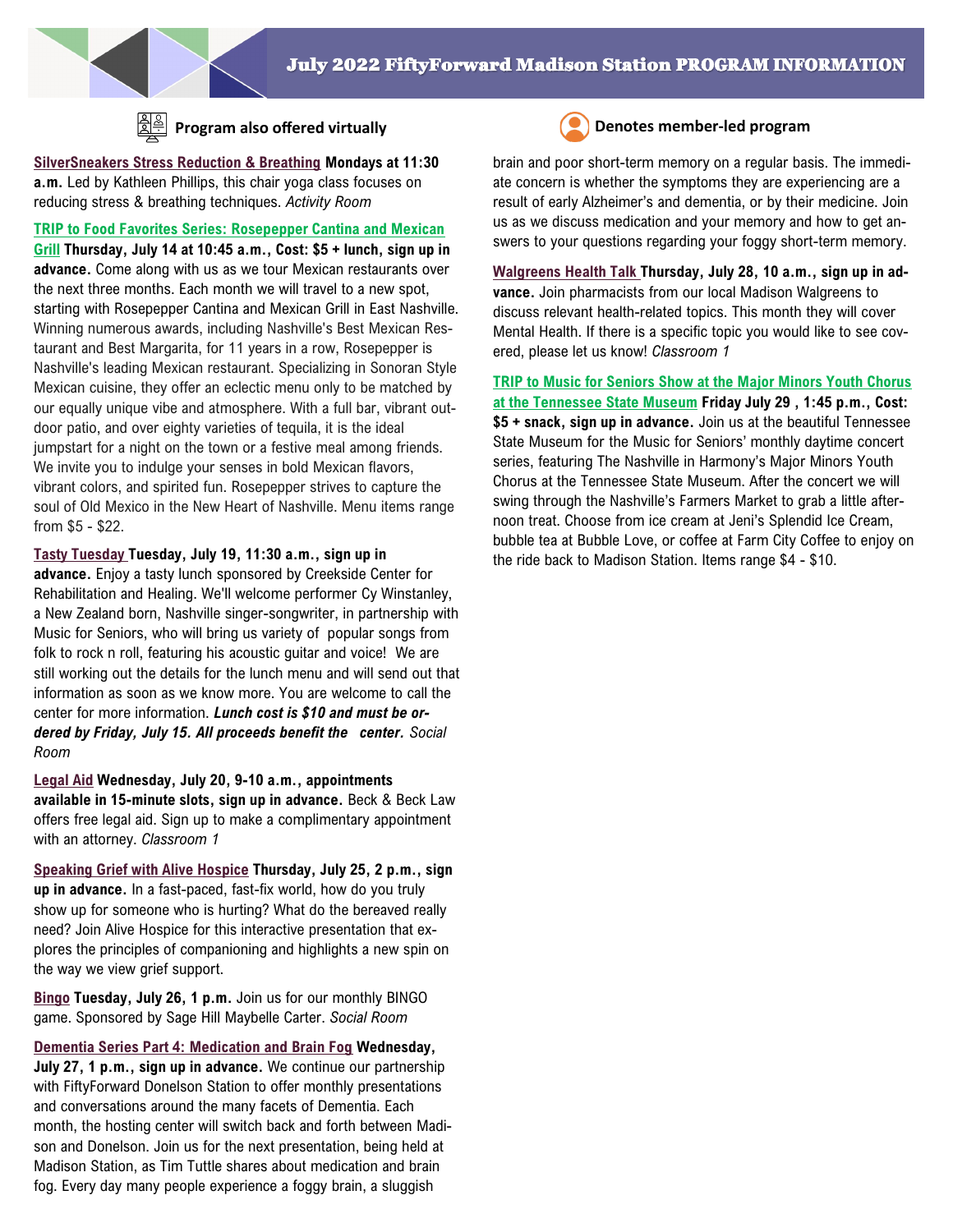# July 2022 FiftyForward Madison Station PROGRAM INFORMATION

**Program also offered virtually**

**Denotes member-led program**

**SilverSneakers Stress Reduction & Breathing Mondays at 11:30 a.m.** Led by Kathleen Phillips, this chair yoga class focuses on reducing stress & breathing techniques. *Activity Room*

**TRIP to Food Favorites Series: Rosepepper Cantina and Mexican Grill Thursday, July 14 at 10:45 a.m., Cost: $5 + lunch, sign up in advance.** Come along with us as we tour Mexican restaurants over the next three months. Each month we will travel to a new spot, starting with Rosepepper Cantina and Mexican Grill in East Nashville. Winning numerous awards, including Nashville's Best Mexican Restaurant and Best Margarita, for 11 years in a row, Rosepepper is Nashville's leading Mexican restaurant. Specializing in Sonoran Style Mexican cuisine, they offer an eclectic menu only to be matched by our equally unique vibe and atmosphere. With a full bar, vibrant outdoor patio, and over eighty varieties of tequila, it is the ideal jumpstart for a night on the town or a festive meal among friends. We invite you to indulge your senses in bold Mexican flavors, vibrant colors, and spirited fun. Rosepepper strives to capture the soul of Old Mexico in the New Heart of Nashville. Menu items range from $5 - $22.

**Tasty Tuesday Tuesday, July 19, 11:30 a.m., sign up in advance.** Enjoy a tasty lunch sponsored by Creekside Center for Rehabilitation and Healing. We'll welcome performer Cy Winstanley, a New Zealand born, Nashville singer-songwriter, in partnership with Music for Seniors, who will bring us variety of popular songs from folk to rock n roll, featuring his acoustic guitar and voice! We are still working out the details for the lunch menu and will send out that information as soon as we know more. You are welcome to call the center for more information. ***Lunch cost is $10 and must be ordered by Friday, July 15. All proceeds benefit the center.*** *Social Room*

**Legal Aid Wednesday, July 20, 9-10 a.m., appointments available in 15-minute slots, sign up in advance.** Beck & Beck Law offers free legal aid. Sign up to make a complimentary appointment with an attorney. *Classroom 1*

**Speaking Grief with Alive Hospice Thursday, July 25, 2 p.m., sign up in advance.** In a fast-paced, fast-fix world, how do you truly show up for someone who is hurting? What do the bereaved really need? Join Alive Hospice for this interactive presentation that explores the principles of companioning and highlights a new spin on the way we view grief support.

**Bingo Tuesday, July 26, 1 p.m.** Join us for our monthly BINGO game. Sponsored by Sage Hill Maybelle Carter. *Social Room*

**Dementia Series Part 4: Medication and Brain Fog Wednesday, July 27, 1 p.m., sign up in advance.** We continue our partnership with FiftyForward Donelson Station to offer monthly presentations and conversations around the many facets of Dementia. Each month, the hosting center will switch back and forth between Madison and Donelson. Join us for the next presentation, being held at Madison Station, as Tim Tuttle shares about medication and brain fog. Every day many people experience a foggy brain, a sluggish brain and poor short-term memory on a regular basis. The immediate concern is whether the symptoms they are experiencing are a result of early Alzheimer's and dementia, or by their medicine. Join us as we discuss medication and your memory and how to get answers to your questions regarding your foggy short-term memory.

**Walgreens Health Talk Thursday, July 28, 10 a.m., sign up in advance.** Join pharmacists from our local Madison Walgreens to discuss relevant health-related topics. This month they will cover Mental Health. If there is a specific topic you would like to see covered, please let us know! *Classroom 1*

**TRIP to Music for Seniors Show at the Major Minors Youth Chorus at the Tennessee State Museum Friday July 29 , 1:45 p.m., Cost: $5 + snack, sign up in advance.** Join us at the beautiful Tennessee State Museum for the Music for Seniors' monthly daytime concert series, featuring The Nashville in Harmony's Major Minors Youth Chorus at the Tennessee State Museum. After the concert we will swing through the Nashville's Farmers Market to grab a little afternoon treat. Choose from ice cream at Jeni's Splendid Ice Cream, bubble tea at Bubble Love, or coffee at Farm City Coffee to enjoy on the ride back to Madison Station. Items range $4 - $10.